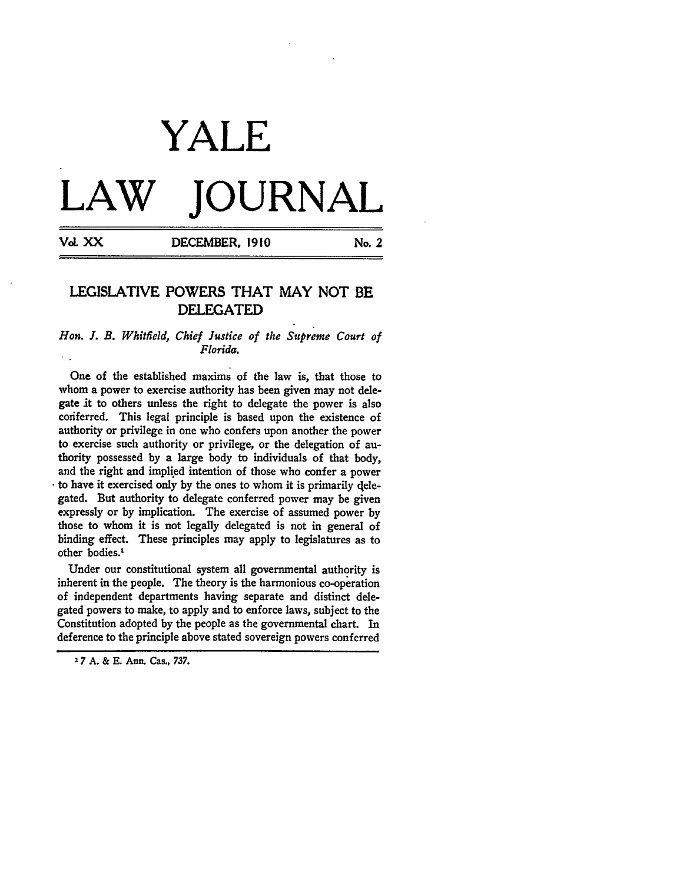# YALE LAW JOURNAL

Vol. XX DECEMBER, 1910 No. 2

## LEGISLATIVE POWERS THAT MAY NOT BE DELEGATED

*Hon. J. B. Whitfield, Chief Justice of the Supreme Court of Florida.*

One of the established maxims of the law is, that those to whom a power to exercise authority has been given may not delegate it to others unless the right to delegate the power is also conferred. This legal principle is based upon the existence of authority or privilege in one who confers upon another the power to exercise such authority or privilege, or the delegation of authority possessed by a large body to individuals of that body, and the right and implied intention of those who confer a power to have it exercised only by the ones to whom it is primarily delegated. But authority to delegate conferred power may be given expressly or by implication. The exercise of assumed power by those to whom it is not legally delegated is not in general of binding effect. These principles may apply to legislatures as to other bodies.[1]

Under our constitutional system all governmental authority is inherent in the people. The theory is the harmonious co-operation of independent departments having separate and distinct delegated powers to make, to apply and to enforce laws, subject to the Constitution adopted by the people as the governmental chart. In deference to the principle above stated sovereign powers conferred

[1] 7 A. & E. Ann. Cas., 737.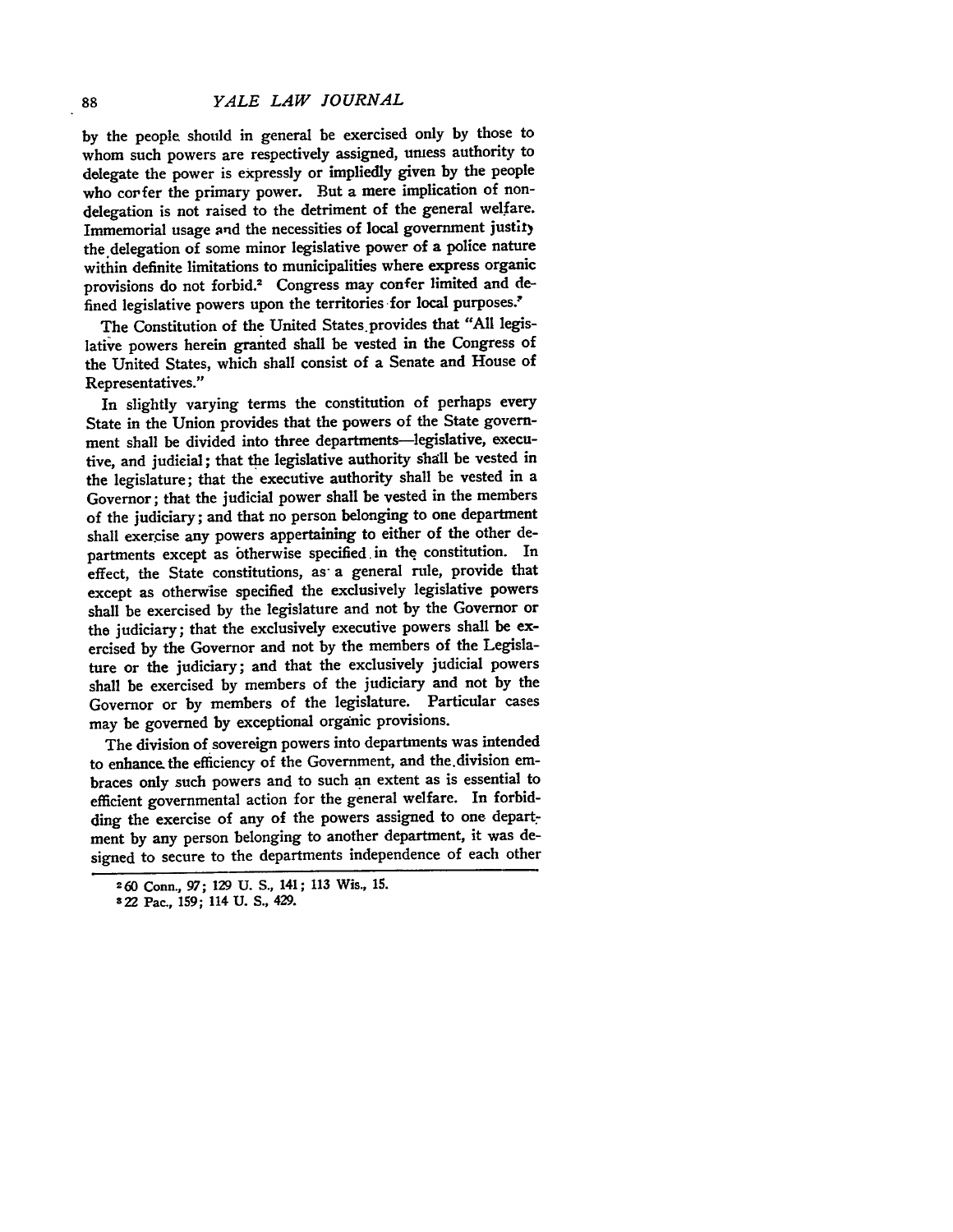by the people should in general be exercised only by those to whom such powers are respectively assigned, unless authority to delegate the power is expressly or impliedly given by the people who confer the primary power. But a mere implication of non-delegation is not raised to the detriment of the general welfare. Immemorial usage and the necessities of local government justify the delegation of some minor legislative power of a police nature within definite limitations to municipalities where express organic provisions do not forbid.[2] Congress may confer limited and defined legislative powers upon the territories for local purposes.[3]

The Constitution of the United States provides that "All legislative powers herein granted shall be vested in the Congress of the United States, which shall consist of a Senate and House of Representatives."

In slightly varying terms the constitution of perhaps every State in the Union provides that the powers of the State government shall be divided into three departments—legislative, executive, and judicial; that the legislative authority shall be vested in the legislature; that the executive authority shall be vested in a Governor; that the judicial power shall be vested in the members of the judiciary; and that no person belonging to one department shall exercise any powers appertaining to either of the other departments except as otherwise specified in the constitution. In effect, the State constitutions, as a general rule, provide that except as otherwise specified the exclusively legislative powers shall be exercised by the legislature and not by the Governor or the judiciary; that the exclusively executive powers shall be exercised by the Governor and not by the members of the Legislature or the judiciary; and that the exclusively judicial powers shall be exercised by members of the judiciary and not by the Governor or by members of the legislature. Particular cases may be governed by exceptional organic provisions.

The division of sovereign powers into departments was intended to enhance the efficiency of the Government, and the division embraces only such powers and to such an extent as is essential to efficient governmental action for the general welfare. In forbidding the exercise of any of the powers assigned to one department by any person belonging to another department, it was designed to secure to the departments independence of each other

---

[2] 60 Conn., 97; 129 U. S., 141; 113 Wis., 15.

[3] 22 Pac., 159; 114 U. S., 429.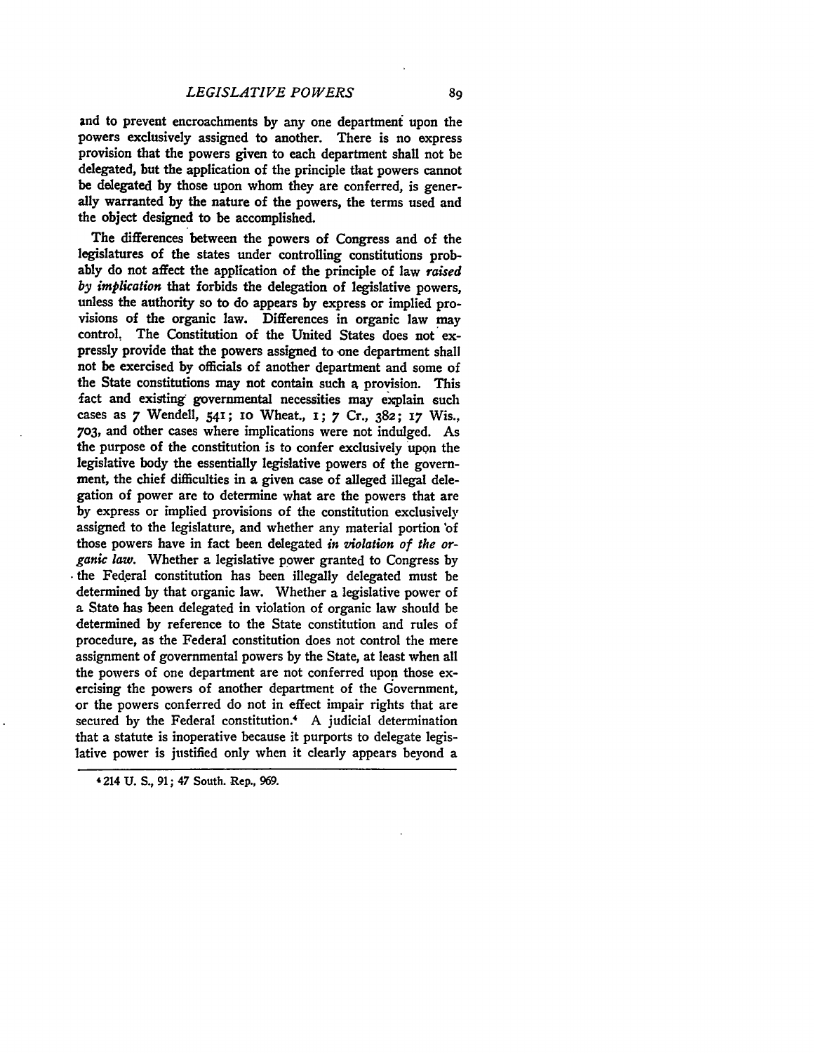and to prevent encroachments by any one department upon the powers exclusively assigned to another. There is no express provision that the powers given to each department shall not be delegated, but the application of the principle that powers cannot be delegated by those upon whom they are conferred, is generally warranted by the nature of the powers, the terms used and the object designed to be accomplished.

The differences between the powers of Congress and of the legislatures of the states under controlling constitutions probably do not affect the application of the principle of law *raised by implication* that forbids the delegation of legislative powers, unless the authority so to do appears by express or implied provisions of the organic law. Differences in organic law may control. The Constitution of the United States does not expressly provide that the powers assigned to one department shall not be exercised by officials of another department and some of the State constitutions may not contain such a provision. This fact and existing governmental necessities may explain such cases as 7 Wendell, 541; 10 Wheat., 1; 7 Cr., 382; 17 Wis., 703, and other cases where implications were not indulged. As the purpose of the constitution is to confer exclusively upon the legislative body the essentially legislative powers of the government, the chief difficulties in a given case of alleged illegal delegation of power are to determine what are the powers that are by express or implied provisions of the constitution exclusively assigned to the legislature, and whether any material portion of those powers have in fact been delegated *in violation of the organic law*. Whether a legislative power granted to Congress by the Federal constitution has been illegally delegated must be determined by that organic law. Whether a legislative power of a State has been delegated in violation of organic law should be determined by reference to the State constitution and rules of procedure, as the Federal constitution does not control the mere assignment of governmental powers by the State, at least when all the powers of one department are not conferred upon those exercising the powers of another department of the Government, or the powers conferred do not in effect impair rights that are secured by the Federal constitution.[4] A judicial determination that a statute is inoperative because it purports to delegate legislative power is justified only when it clearly appears beyond a

[4] 214 U. S., 91; 47 South. Rep., 969.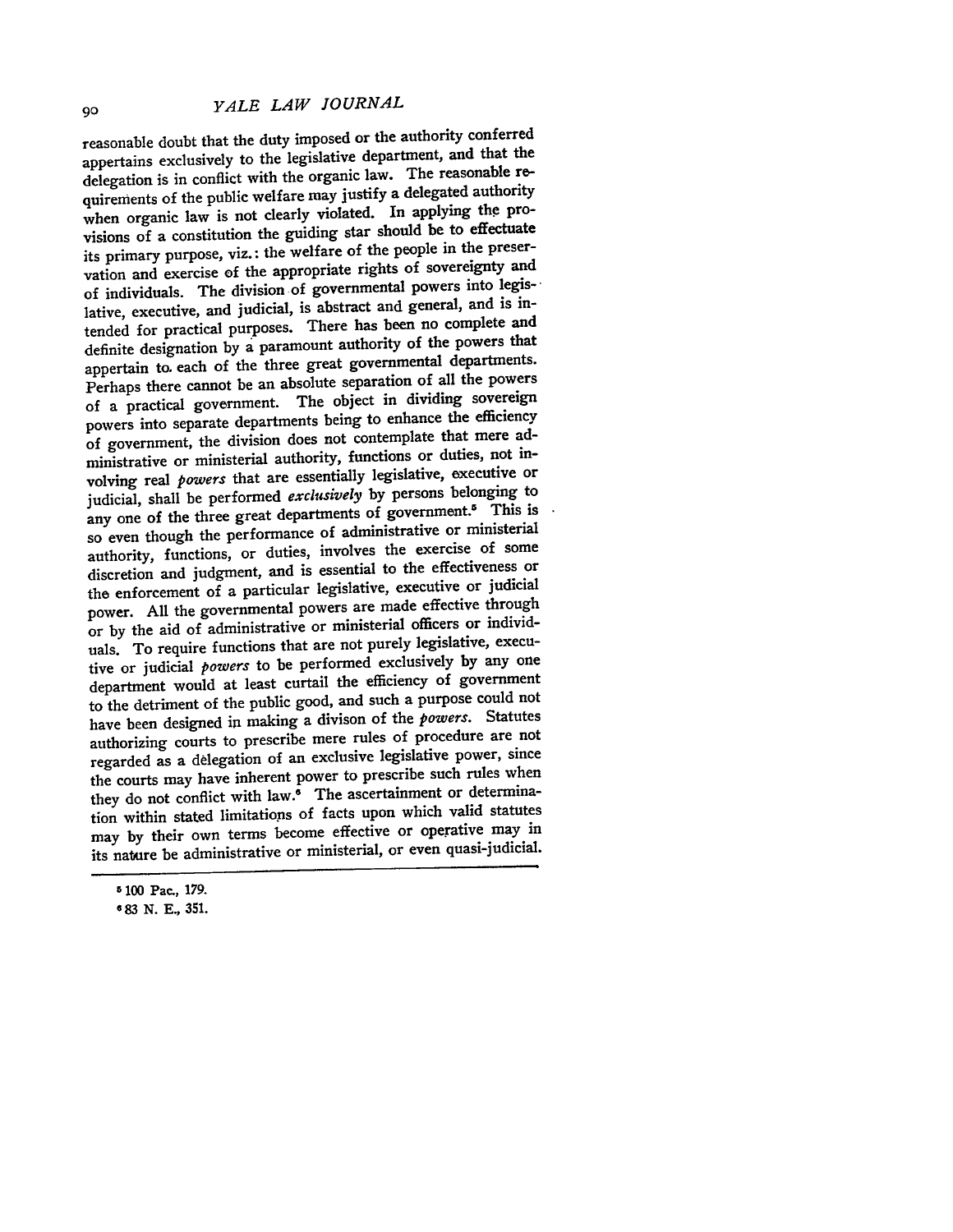reasonable doubt that the duty imposed or the authority conferred appertains exclusively to the legislative department, and that the delegation is in conflict with the organic law. The reasonable requirements of the public welfare may justify a delegated authority when organic law is not clearly violated. In applying the provisions of a constitution the guiding star should be to effectuate its primary purpose, viz.: the welfare of the people in the preservation and exercise of the appropriate rights of sovereignty and of individuals. The division of governmental powers into legislative, executive, and judicial, is abstract and general, and is intended for practical purposes. There has been no complete and definite designation by a paramount authority of the powers that appertain to each of the three great governmental departments. Perhaps there cannot be an absolute separation of all the powers of a practical government. The object in dividing sovereign powers into separate departments being to enhance the efficiency of government, the division does not contemplate that mere administrative or ministerial authority, functions or duties, not involving real *powers* that are essentially legislative, executive or judicial, shall be performed *exclusively* by persons belonging to any one of the three great departments of government.[5] This is so even though the performance of administrative or ministerial authority, functions, or duties, involves the exercise of some discretion and judgment, and is essential to the effectiveness or the enforcement of a particular legislative, executive or judicial power. All the governmental powers are made effective through or by the aid of administrative or ministerial officers or individuals. To require functions that are not purely legislative, executive or judicial *powers* to be performed exclusively by any one department would at least curtail the efficiency of government to the detriment of the public good, and such a purpose could not have been designed in making a divison of the *powers*. Statutes authorizing courts to prescribe mere rules of procedure are not regarded as a dèlegation of an exclusive legislative power, since the courts may have inherent power to prescribe such rules when they do not conflict with law.[6] The ascertainment or determination within stated limitations of facts upon which valid statutes may by their own terms become effective or operative may in its nature be administrative or ministerial, or even quasi-judicial.

---

[5] 100 Pac., 179.

[6] 83 N. E., 351.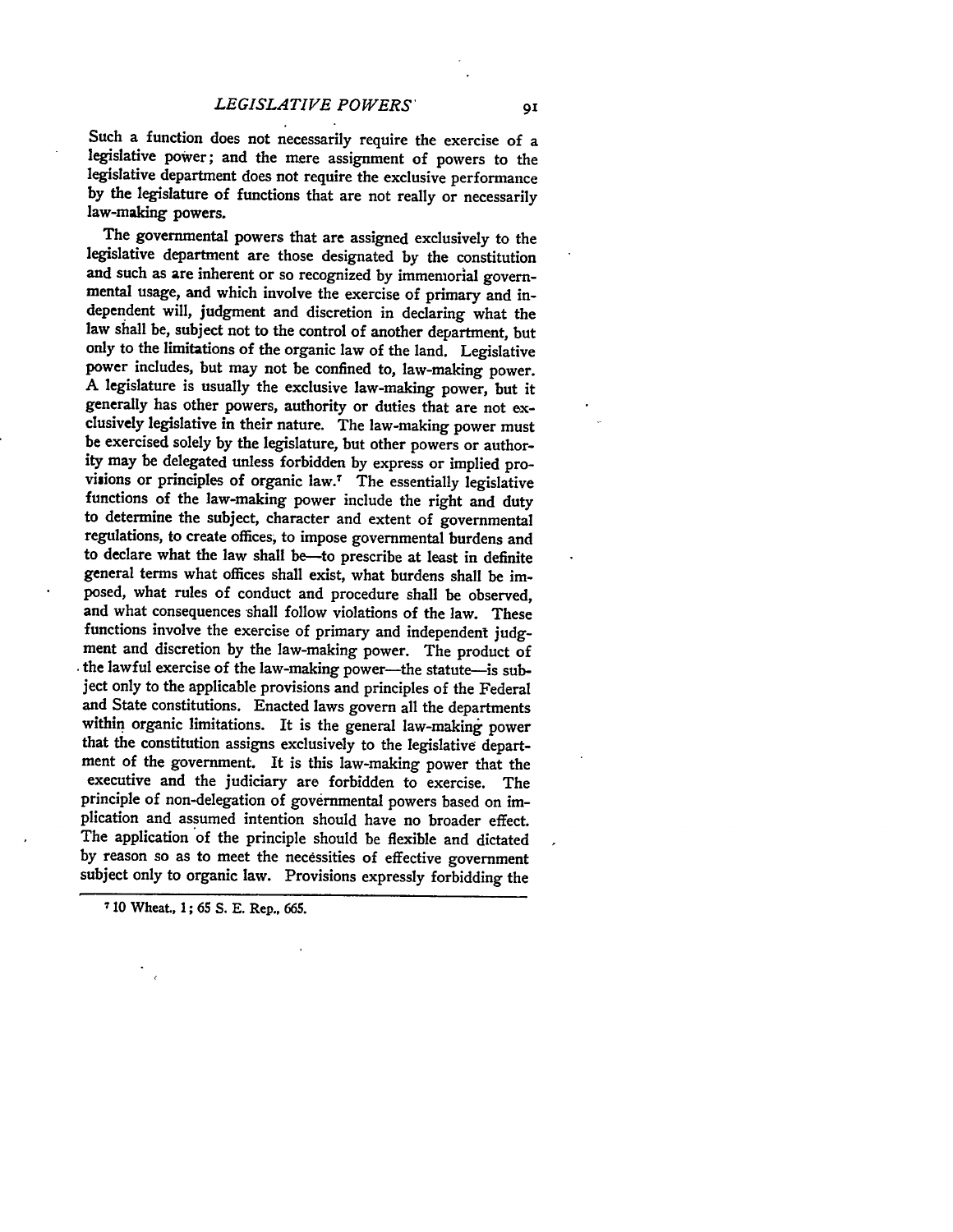Such a function does not necessarily require the exercise of a legislative power; and the mere assignment of powers to the legislative department does not require the exclusive performance by the legislature of functions that are not really or necessarily law-making powers.

The governmental powers that are assigned exclusively to the legislative department are those designated by the constitution and such as are inherent or so recognized by immemorial governmental usage, and which involve the exercise of primary and independent will, judgment and discretion in declaring what the law shall be, subject not to the control of another department, but only to the limitations of the organic law of the land. Legislative power includes, but may not be confined to, law-making power. A legislature is usually the exclusive law-making power, but it generally has other powers, authority or duties that are not exclusively legislative in their nature. The law-making power must be exercised solely by the legislature, but other powers or authority may be delegated unless forbidden by express or implied provisions or principles of organic law.[7] The essentially legislative functions of the law-making power include the right and duty to determine the subject, character and extent of governmental regulations, to create offices, to impose governmental burdens and to declare what the law shall be—to prescribe at least in definite general terms what offices shall exist, what burdens shall be imposed, what rules of conduct and procedure shall be observed, and what consequences shall follow violations of the law. These functions involve the exercise of primary and independent judgment and discretion by the law-making power. The product of the lawful exercise of the law-making power—the statute—is subject only to the applicable provisions and principles of the Federal and State constitutions. Enacted laws govern all the departments within organic limitations. It is the general law-making power that the constitution assigns exclusively to the legislative department of the government. It is this law-making power that the executive and the judiciary are forbidden to exercise. The principle of non-delegation of governmental powers based on implication and assumed intention should have no broader effect. The application of the principle should be flexible and dictated by reason so as to meet the necessities of effective government subject only to organic law. Provisions expressly forbidding the

---

[7] 10 Wheat., 1; 65 S. E. Rep., 665.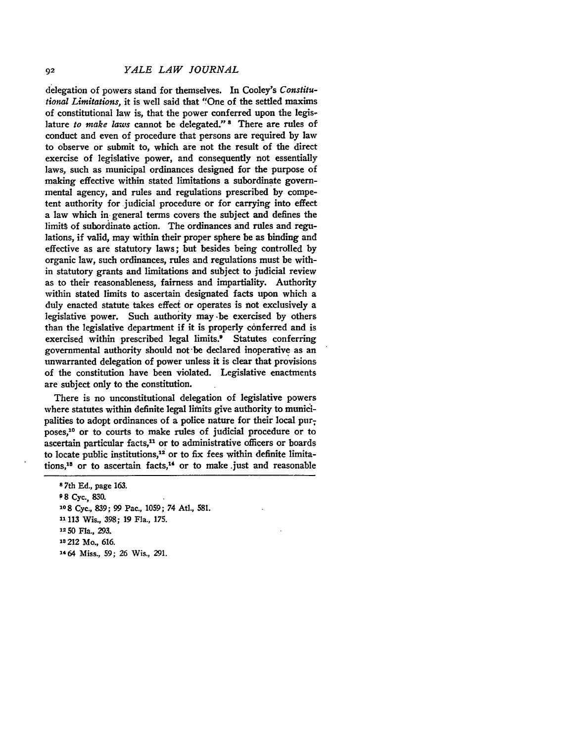delegation of powers stand for themselves. In Cooley's *Constitutional Limitations*, it is well said that "One of the settled maxims of constitutional law is, that the power conferred upon the legislature *to make laws* cannot be delegated."[8] There are rules of conduct and even of procedure that persons are required by law to observe or submit to, which are not the result of the direct exercise of legislative power, and consequently not essentially laws, such as municipal ordinances designed for the purpose of making effective within stated limitations a subordinate governmental agency, and rules and regulations prescribed by competent authority for judicial procedure or for carrying into effect a law which in general terms covers the subject and defines the limits of subordinate action. The ordinances and rules and regulations, if valid, may within their proper sphere be as binding and effective as are statutory laws; but besides being controlled by organic law, such ordinances, rules and regulations must be within statutory grants and limitations and subject to judicial review as to their reasonableness, fairness and impartiality. Authority within stated limits to ascertain designated facts upon which a duly enacted statute takes effect or operates is not exclusively a legislative power. Such authority may be exercised by others than the legislative department if it is properly conferred and is exercised within prescribed legal limits.[9] Statutes conferring governmental authority should not be declared inoperative as an unwarranted delegation of power unless it is clear that provisions of the constitution have been violated. Legislative enactments are subject only to the constitution.

There is no unconstitutional delegation of legislative powers where statutes within definite legal limits give authority to municipalities to adopt ordinances of a police nature for their local purposes,[10] or to courts to make rules of judicial procedure or to ascertain particular facts,[11] or to administrative officers or boards to locate public institutions,[12] or to fix fees within definite limitations,[13] or to ascertain facts,[14] or to make just and reasonable

---

[8] 7th Ed., page 163.

[9] 8 Cyc., 830.

[10] 8 Cyc., 839; 99 Pac., 1059; 74 Atl., 581.

[11] 113 Wis., 398; 19 Fla., 175.

[12] 50 Fla., 293.

[13] 212 Mo., 616.

[14] 64 Miss., 59; 26 Wis., 291.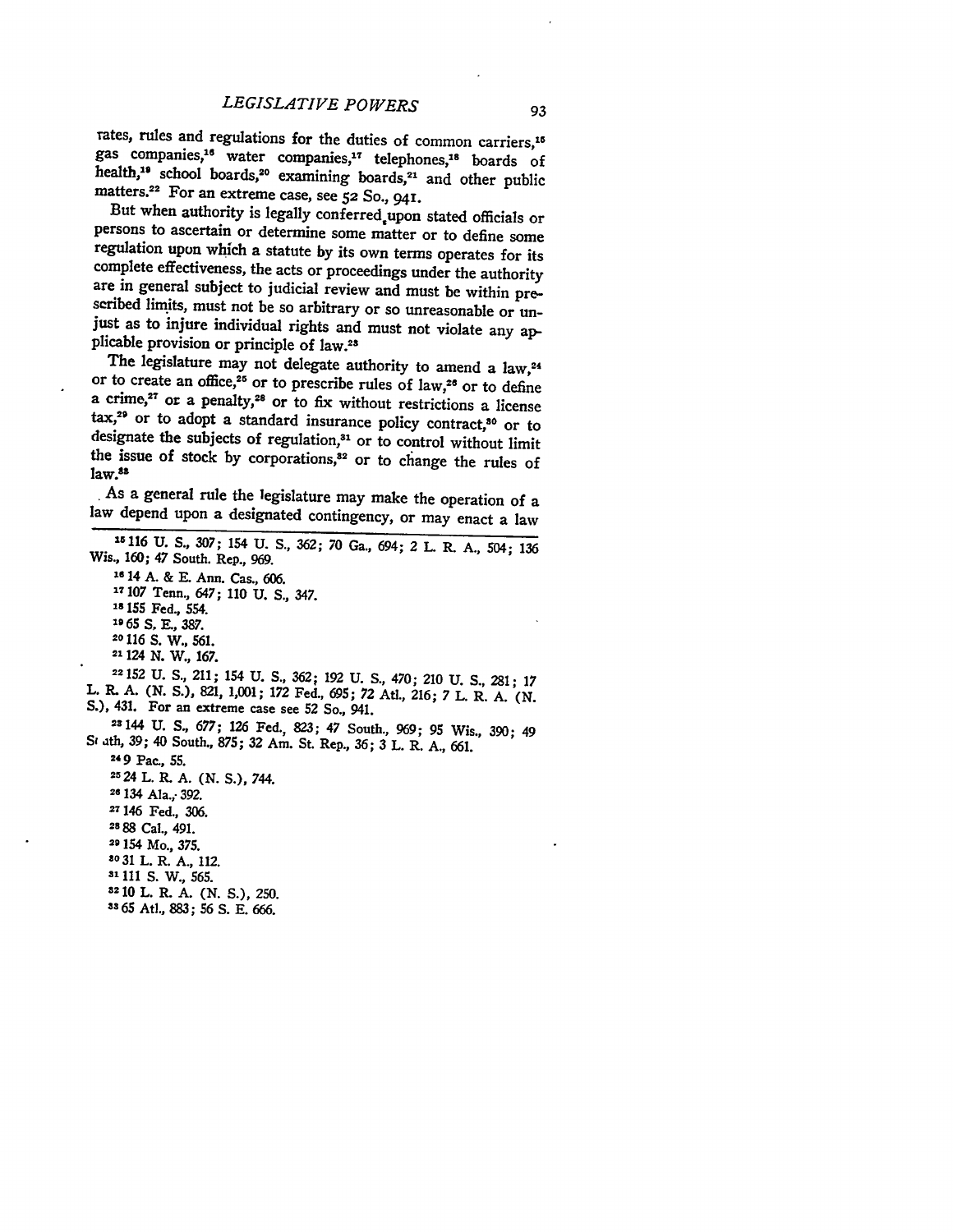rates, rules and regulations for the duties of common carriers,[15] gas companies,[16] water companies,[17] telephones,[18] boards of health,[19] school boards,[20] examining boards,[21] and other public matters.[22] For an extreme case, see 52 So., 941.

But when authority is legally conferred upon stated officials or persons to ascertain or determine some matter or to define some regulation upon which a statute by its own terms operates for its complete effectiveness, the acts or proceedings under the authority are in general subject to judicial review and must be within prescribed limits, must not be so arbitrary or so unreasonable or unjust as to injure individual rights and must not violate any applicable provision or principle of law.[23]

The legislature may not delegate authority to amend a law,[24] or to create an office,[25] or to prescribe rules of law,[26] or to define a crime,[27] or a penalty,[28] or to fix without restrictions a license tax,[29] or to adopt a standard insurance policy contract,[30] or to designate the subjects of regulation,[31] or to control without limit the issue of stock by corporations,[32] or to change the rules of law.[33]

As a general rule the legislature may make the operation of a law depend upon a designated contingency, or may enact a law

---

[15] 116 U. S., 307; 154 U. S., 362; 70 Ga., 694; 2 L. R. A., 504; 136 Wis., 160; 47 South. Rep., 969.

[16] 14 A. & E. Ann. Cas., 606.

[17] 107 Tenn., 647; 110 U. S., 347.

[18] 155 Fed., 554.

[19] 65 S. E., 387.

[20] 116 S. W., 561.

[21] 124 N. W., 167.

[22] 152 U. S., 211; 154 U. S., 362; 192 U. S., 470; 210 U. S., 281; 17 L. R. A. (N. S.), 821, 1,001; 172 Fed., 695; 72 Atl., 216; 7 L. R. A. (N. S.), 431. For an extreme case see 52 So., 941.

[23] 144 U. S., 677; 126 Fed., 823; 47 South., 969; 95 Wis., 390; 49 South, 39; 40 South., 875; 32 Am. St. Rep., 36; 3 L. R. A., 661.

[24] 9 Pac., 55.

[25] 24 L. R. A. (N. S.), 744.

[26] 134 Ala., 392.

[27] 146 Fed., 306.

[28] 88 Cal., 491.

[29] 154 Mo., 375.

[30] 31 L. R. A., 112.

[31] 111 S. W., 565.

[32] 10 L. R. A. (N. S.), 250.

[33] 65 Atl., 883; 56 S. E. 666.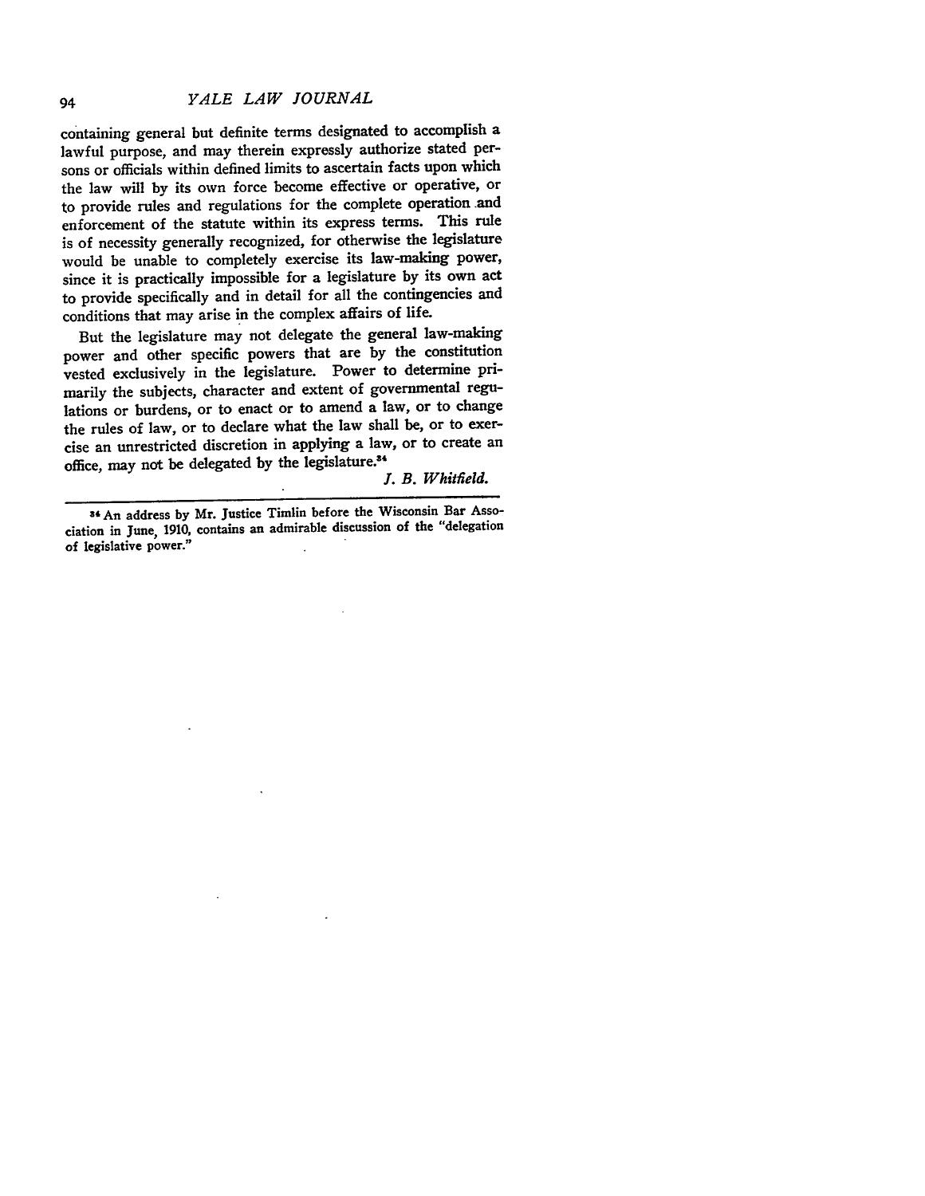containing general but definite terms designated to accomplish a lawful purpose, and may therein expressly authorize stated persons or officials within defined limits to ascertain facts upon which the law will by its own force become effective or operative, or to provide rules and regulations for the complete operation and enforcement of the statute within its express terms. This rule is of necessity generally recognized, for otherwise the legislature would be unable to completely exercise its law-making power, since it is practically impossible for a legislature by its own act to provide specifically and in detail for all the contingencies and conditions that may arise in the complex affairs of life.

But the legislature may not delegate the general law-making power and other specific powers that are by the constitution vested exclusively in the legislature. Power to determine primarily the subjects, character and extent of governmental regulations or burdens, or to enact or to amend a law, or to change the rules of law, or to declare what the law shall be, or to exercise an unrestricted discretion in applying a law, or to create an office, may not be delegated by the legislature.[34]

*J. B. Whitfield.*

---

[34] An address by Mr. Justice Timlin before the Wisconsin Bar Association in June, 1910, contains an admirable discussion of the "delegation of legislative power."